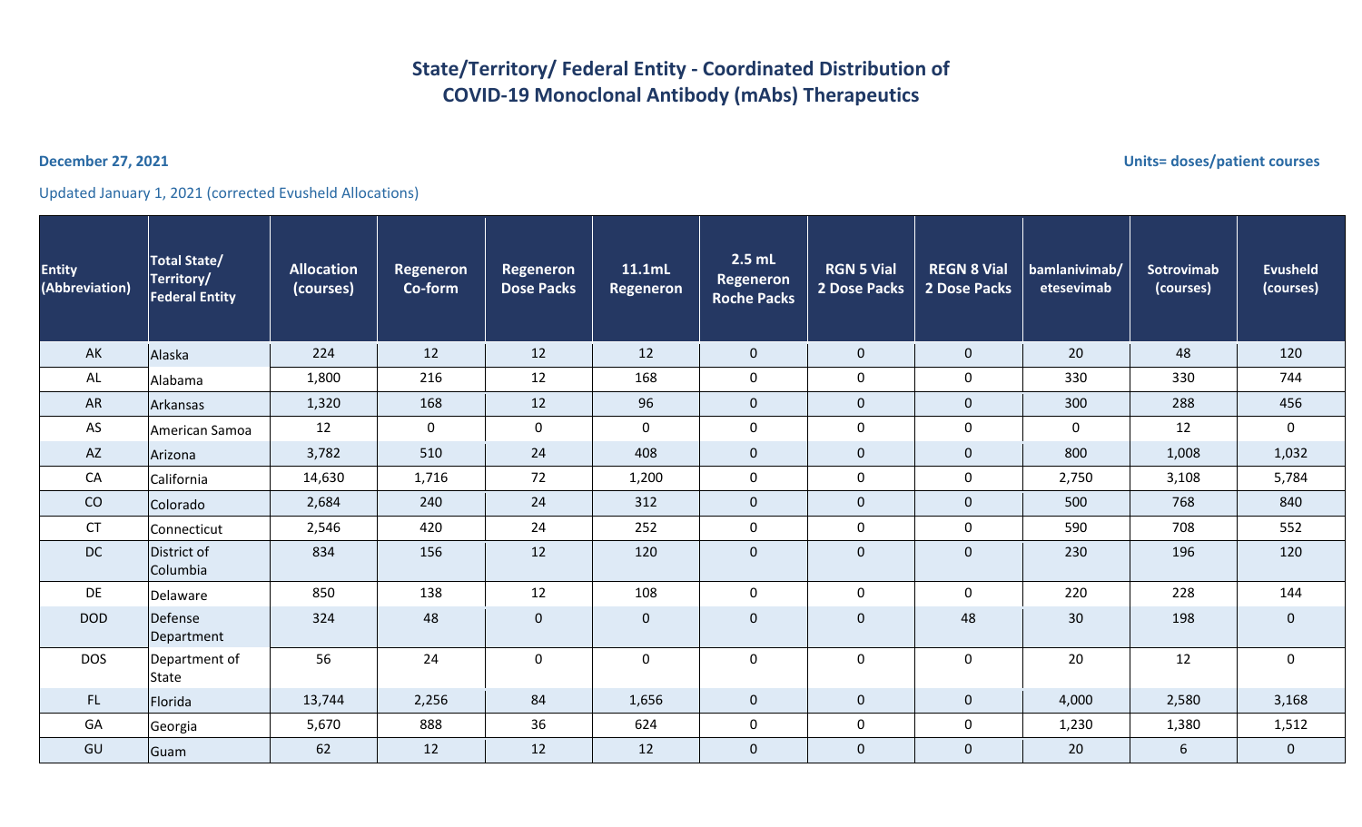# State/Territory/ Federal Entity - Coordinated Distribution of COVID-19 Monoclonal Antibody (mAbs) Therapeutics

**December 27, 2021**

**Units= doses/patient courses**

Updated January 1, 2021 (corrected Evusheld Allocations)

| Entity (Abbreviation) | Total State/ Territory/ Federal Entity | Allocation (courses) | Regeneron Co-form | Regeneron Dose Packs | 11.1mL Regeneron | 2.5 mL Regeneron Roche Packs | RGN 5 Vial 2 Dose Packs | REGN 8 Vial 2 Dose Packs | bamlanivimab/ etesevimab | Sotrovimab (courses) | Evusheld (courses) |
|---|---|---|---|---|---|---|---|---|---|---|---|
| AK | Alaska | 224 | 12 | 12 | 12 | 0 | 0 | 0 | 20 | 48 | 120 |
| AL | Alabama | 1,800 | 216 | 12 | 168 | 0 | 0 | 0 | 330 | 330 | 744 |
| AR | Arkansas | 1,320 | 168 | 12 | 96 | 0 | 0 | 0 | 300 | 288 | 456 |
| AS | American Samoa | 12 | 0 | 0 | 0 | 0 | 0 | 0 | 0 | 12 | 0 |
| AZ | Arizona | 3,782 | 510 | 24 | 408 | 0 | 0 | 0 | 800 | 1,008 | 1,032 |
| CA | California | 14,630 | 1,716 | 72 | 1,200 | 0 | 0 | 0 | 2,750 | 3,108 | 5,784 |
| CO | Colorado | 2,684 | 240 | 24 | 312 | 0 | 0 | 0 | 500 | 768 | 840 |
| CT | Connecticut | 2,546 | 420 | 24 | 252 | 0 | 0 | 0 | 590 | 708 | 552 |
| DC | District of Columbia | 834 | 156 | 12 | 120 | 0 | 0 | 0 | 230 | 196 | 120 |
| DE | Delaware | 850 | 138 | 12 | 108 | 0 | 0 | 0 | 220 | 228 | 144 |
| DOD | Defense Department | 324 | 48 | 0 | 0 | 0 | 0 | 48 | 30 | 198 | 0 |
| DOS | Department of State | 56 | 24 | 0 | 0 | 0 | 0 | 0 | 20 | 12 | 0 |
| FL | Florida | 13,744 | 2,256 | 84 | 1,656 | 0 | 0 | 0 | 4,000 | 2,580 | 3,168 |
| GA | Georgia | 5,670 | 888 | 36 | 624 | 0 | 0 | 0 | 1,230 | 1,380 | 1,512 |
| GU | Guam | 62 | 12 | 12 | 12 | 0 | 0 | 0 | 20 | 6 | 0 |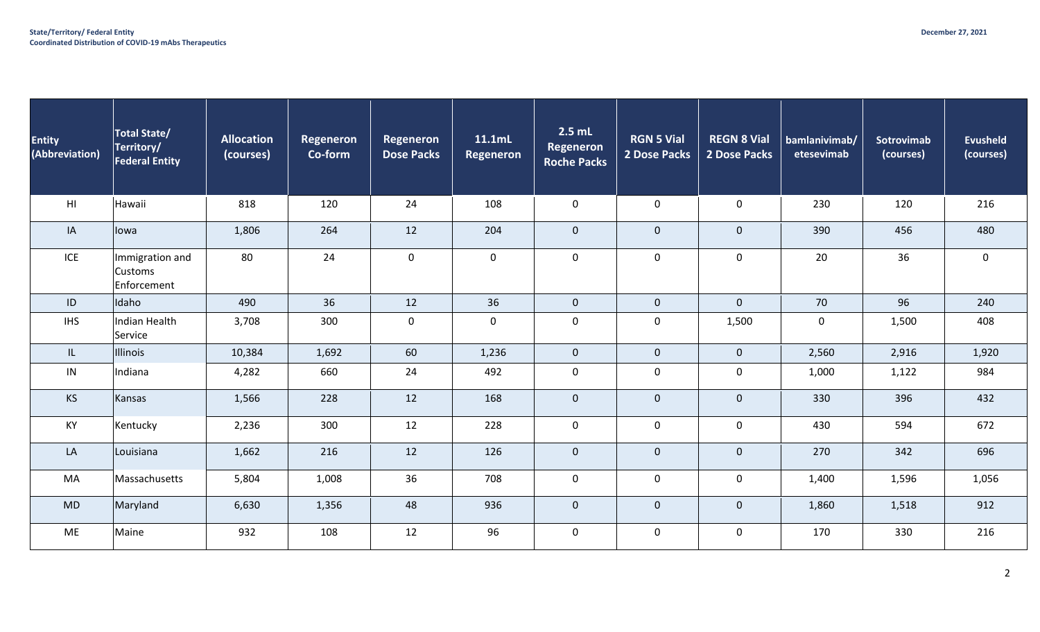| Entity (Abbreviation) | Total State/ Territory/ Federal Entity | Allocation (courses) | Regeneron Co-form | Regeneron Dose Packs | 11.1mL Regeneron | 2.5 mL Regeneron Roche Packs | RGN 5 Vial 2 Dose Packs | REGN 8 Vial 2 Dose Packs | bamlanivimab/ etesevimab | Sotrovimab (courses) | Evusheld (courses) |
|---|---|---|---|---|---|---|---|---|---|---|---|
| HI | Hawaii | 818 | 120 | 24 | 108 | 0 | 0 | 0 | 230 | 120 | 216 |
| IA | Iowa | 1,806 | 264 | 12 | 204 | 0 | 0 | 0 | 390 | 456 | 480 |
| ICE | Immigration and Customs Enforcement | 80 | 24 | 0 | 0 | 0 | 0 | 0 | 20 | 36 | 0 |
| ID | Idaho | 490 | 36 | 12 | 36 | 0 | 0 | 0 | 70 | 96 | 240 |
| IHS | Indian Health Service | 3,708 | 300 | 0 | 0 | 0 | 0 | 1,500 | 0 | 1,500 | 408 |
| IL | Illinois | 10,384 | 1,692 | 60 | 1,236 | 0 | 0 | 0 | 2,560 | 2,916 | 1,920 |
| IN | Indiana | 4,282 | 660 | 24 | 492 | 0 | 0 | 0 | 1,000 | 1,122 | 984 |
| KS | Kansas | 1,566 | 228 | 12 | 168 | 0 | 0 | 0 | 330 | 396 | 432 |
| KY | Kentucky | 2,236 | 300 | 12 | 228 | 0 | 0 | 0 | 430 | 594 | 672 |
| LA | Louisiana | 1,662 | 216 | 12 | 126 | 0 | 0 | 0 | 270 | 342 | 696 |
| MA | Massachusetts | 5,804 | 1,008 | 36 | 708 | 0 | 0 | 0 | 1,400 | 1,596 | 1,056 |
| MD | Maryland | 6,630 | 1,356 | 48 | 936 | 0 | 0 | 0 | 1,860 | 1,518 | 912 |
| ME | Maine | 932 | 108 | 12 | 96 | 0 | 0 | 0 | 170 | 330 | 216 |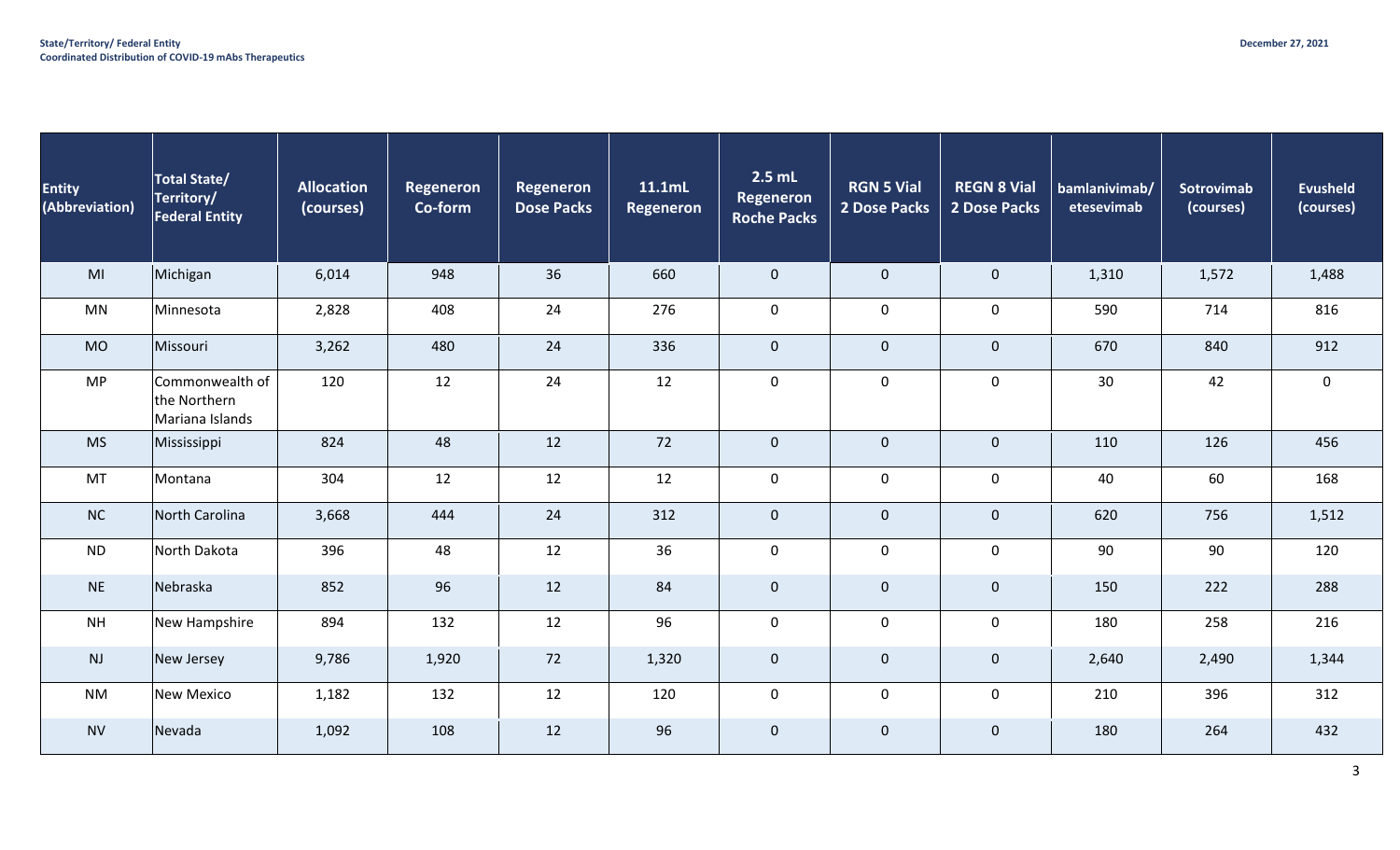| Entity (Abbreviation) | Total State/ Territory/ Federal Entity | Allocation (courses) | Regeneron Co-form | Regeneron Dose Packs | 11.1mL Regeneron | 2.5 mL Regeneron Roche Packs | RGN 5 Vial 2 Dose Packs | REGN 8 Vial 2 Dose Packs | bamlanivimab/ etesevimab | Sotrovimab (courses) | Evusheld (courses) |
|---|---|---|---|---|---|---|---|---|---|---|---|
| MI | Michigan | 6,014 | 948 | 36 | 660 | 0 | 0 | 0 | 1,310 | 1,572 | 1,488 |
| MN | Minnesota | 2,828 | 408 | 24 | 276 | 0 | 0 | 0 | 590 | 714 | 816 |
| MO | Missouri | 3,262 | 480 | 24 | 336 | 0 | 0 | 0 | 670 | 840 | 912 |
| MP | Commonwealth of the Northern Mariana Islands | 120 | 12 | 24 | 12 | 0 | 0 | 0 | 30 | 42 | 0 |
| MS | Mississippi | 824 | 48 | 12 | 72 | 0 | 0 | 0 | 110 | 126 | 456 |
| MT | Montana | 304 | 12 | 12 | 12 | 0 | 0 | 0 | 40 | 60 | 168 |
| NC | North Carolina | 3,668 | 444 | 24 | 312 | 0 | 0 | 0 | 620 | 756 | 1,512 |
| ND | North Dakota | 396 | 48 | 12 | 36 | 0 | 0 | 0 | 90 | 90 | 120 |
| NE | Nebraska | 852 | 96 | 12 | 84 | 0 | 0 | 0 | 150 | 222 | 288 |
| NH | New Hampshire | 894 | 132 | 12 | 96 | 0 | 0 | 0 | 180 | 258 | 216 |
| NJ | New Jersey | 9,786 | 1,920 | 72 | 1,320 | 0 | 0 | 0 | 2,640 | 2,490 | 1,344 |
| NM | New Mexico | 1,182 | 132 | 12 | 120 | 0 | 0 | 0 | 210 | 396 | 312 |
| NV | Nevada | 1,092 | 108 | 12 | 96 | 0 | 0 | 0 | 180 | 264 | 432 |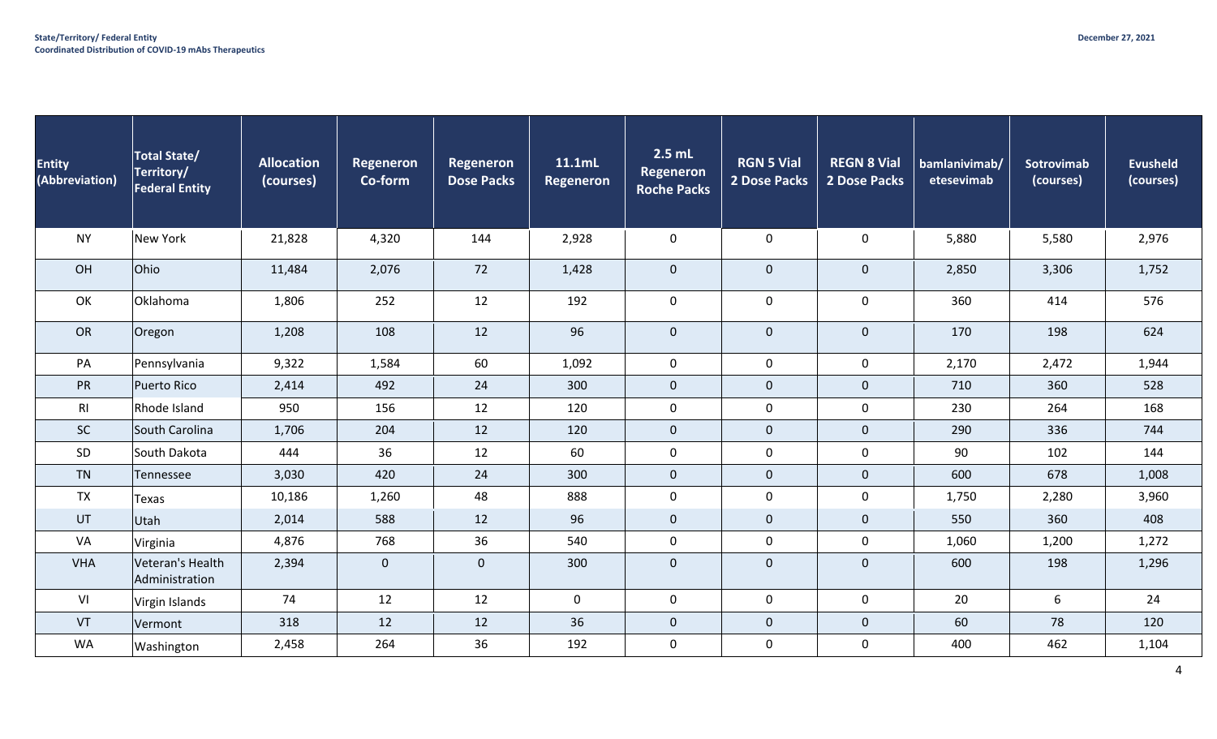**State/Territory/ Federal Entity**
**Coordinated Distribution of COVID-19 mAbs Therapeutics**

**December 27, 2021**

| Entity (Abbreviation) | Total State/ Territory/ Federal Entity | Allocation (courses) | Regeneron Co-form | Regeneron Dose Packs | 11.1mL Regeneron | 2.5 mL Regeneron Roche Packs | RGN 5 Vial 2 Dose Packs | REGN 8 Vial 2 Dose Packs | bamlanivimab/ etesevimab | Sotrovimab (courses) | Evusheld (courses) |
|---|---|---|---|---|---|---|---|---|---|---|---|
| NY | New York | 21,828 | 4,320 | 144 | 2,928 | 0 | 0 | 0 | 5,880 | 5,580 | 2,976 |
| OH | Ohio | 11,484 | 2,076 | 72 | 1,428 | 0 | 0 | 0 | 2,850 | 3,306 | 1,752 |
| OK | Oklahoma | 1,806 | 252 | 12 | 192 | 0 | 0 | 0 | 360 | 414 | 576 |
| OR | Oregon | 1,208 | 108 | 12 | 96 | 0 | 0 | 0 | 170 | 198 | 624 |
| PA | Pennsylvania | 9,322 | 1,584 | 60 | 1,092 | 0 | 0 | 0 | 2,170 | 2,472 | 1,944 |
| PR | Puerto Rico | 2,414 | 492 | 24 | 300 | 0 | 0 | 0 | 710 | 360 | 528 |
| RI | Rhode Island | 950 | 156 | 12 | 120 | 0 | 0 | 0 | 230 | 264 | 168 |
| SC | South Carolina | 1,706 | 204 | 12 | 120 | 0 | 0 | 0 | 290 | 336 | 744 |
| SD | South Dakota | 444 | 36 | 12 | 60 | 0 | 0 | 0 | 90 | 102 | 144 |
| TN | Tennessee | 3,030 | 420 | 24 | 300 | 0 | 0 | 0 | 600 | 678 | 1,008 |
| TX | Texas | 10,186 | 1,260 | 48 | 888 | 0 | 0 | 0 | 1,750 | 2,280 | 3,960 |
| UT | Utah | 2,014 | 588 | 12 | 96 | 0 | 0 | 0 | 550 | 360 | 408 |
| VA | Virginia | 4,876 | 768 | 36 | 540 | 0 | 0 | 0 | 1,060 | 1,200 | 1,272 |
| VHA | Veteran's Health Administration | 2,394 | 0 | 0 | 300 | 0 | 0 | 0 | 600 | 198 | 1,296 |
| VI | Virgin Islands | 74 | 12 | 12 | 0 | 0 | 0 | 0 | 20 | 6 | 24 |
| VT | Vermont | 318 | 12 | 12 | 36 | 0 | 0 | 0 | 60 | 78 | 120 |
| WA | Washington | 2,458 | 264 | 36 | 192 | 0 | 0 | 0 | 400 | 462 | 1,104 |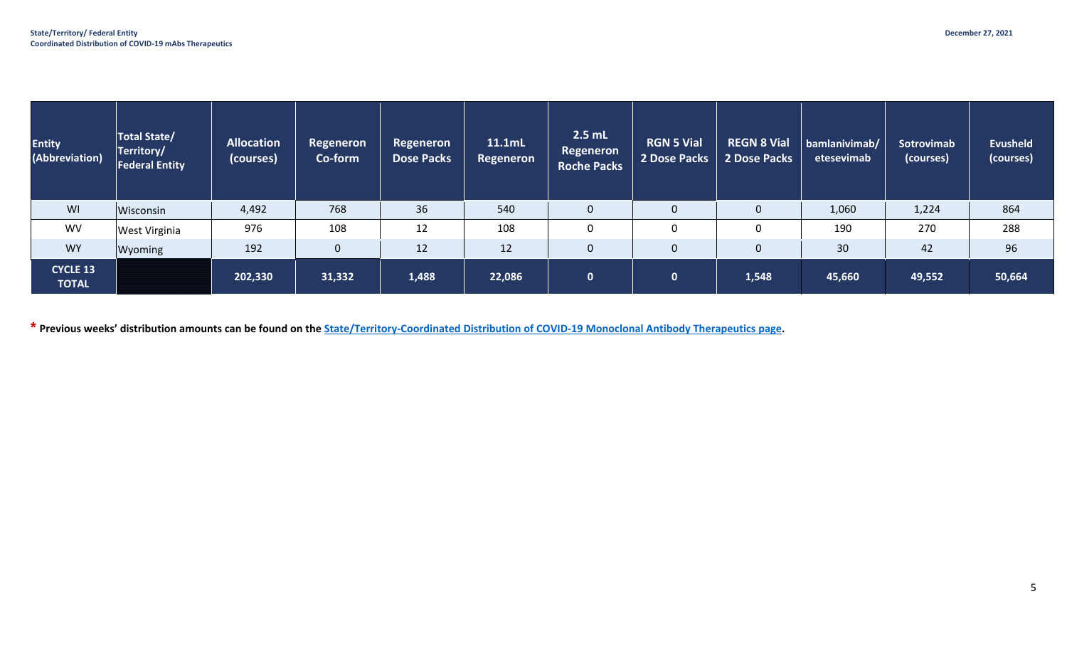| Entity (Abbreviation) | Total State/ Territory/ Federal Entity | Allocation (courses) | Regeneron Co-form | Regeneron Dose Packs | 11.1mL Regeneron | 2.5 mL Regeneron Roche Packs | RGN 5 Vial 2 Dose Packs | REGN 8 Vial 2 Dose Packs | bamlanivimab/ etesevimab | Sotrovimab (courses) | Evusheld (courses) |
|---|---|---|---|---|---|---|---|---|---|---|---|
| WI | Wisconsin | 4,492 | 768 | 36 | 540 | 0 | 0 | 0 | 1,060 | 1,224 | 864 |
| WV | West Virginia | 976 | 108 | 12 | 108 | 0 | 0 | 0 | 190 | 270 | 288 |
| WY | Wyoming | 192 | 0 | 12 | 12 | 0 | 0 | 0 | 30 | 42 | 96 |
| **CYCLE 13 TOTAL** | | **202,330** | **31,332** | **1,488** | **22,086** | **0** | **0** | **1,548** | **45,660** | **49,552** | **50,664** |

**\* Previous weeks' distribution amounts can be found on the [State/Territory-Coordinated Distribution of COVID-19 Monoclonal Antibody Therapeutics page](#).**